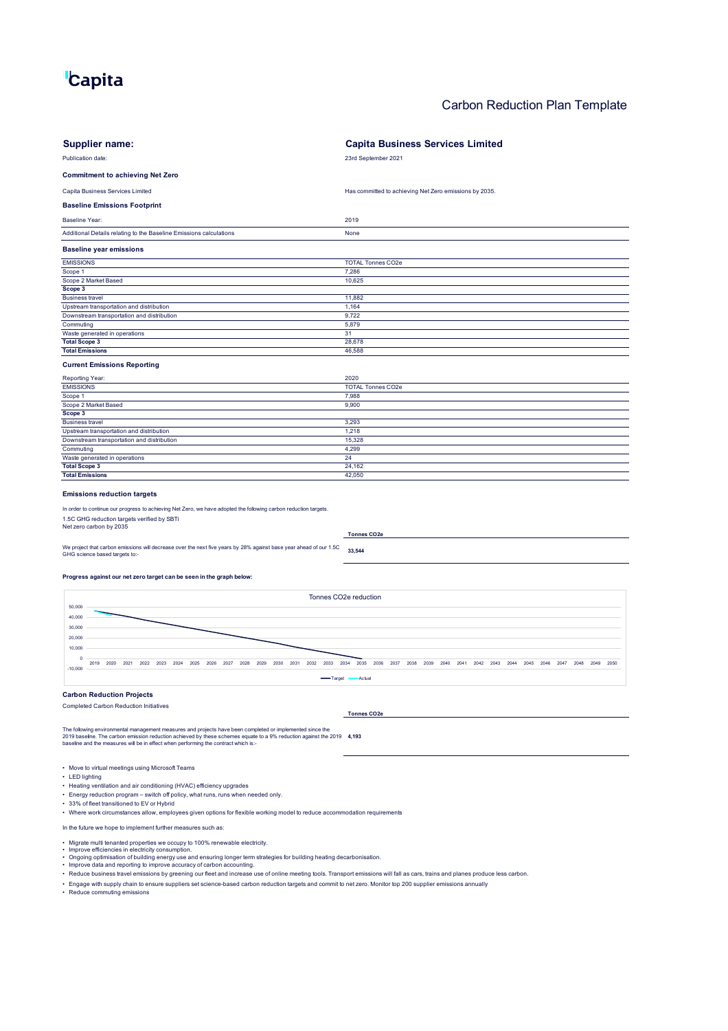Capita

# Carbon Reduction Plan Template

| **Supplier name:** | **Capita Business Services Limited** |
|---|---|
| Publication date: | 23rd September 2021 |

### Commitment to achieving Net Zero

| Capita Business Services Limited | Has committed to achieving Net Zero emissions by 2035. |
|---|---|

### Baseline Emissions Footprint

| Baseline Year: | 2019 |
|---|---|
| Additional Details relating to the Baseline Emissions calculations | None |

### Baseline year emissions

| EMISSIONS | TOTAL Tonnes CO2e |
|---|---|
| Scope 1 | 7,286 |
| Scope 2 Market Based | 10,625 |
| **Scope 3** | |
| Business travel | 11,882 |
| Upstream transportation and distribution | 1,164 |
| Downstream transportation and distribution | 9,722 |
| Commuting | 5,879 |
| Waste generated in operations | 31 |
| **Total Scope 3** | 28,678 |
| **Total Emissions** | 46,588 |

### Current Emissions Reporting

| Reporting Year: | 2020 |
|---|---|
| EMISSIONS | TOTAL Tonnes CO2e |
| Scope 1 | 7,988 |
| Scope 2 Market Based | 9,900 |
| **Scope 3** | |
| Business travel | 3,293 |
| Upstream transportation and distribution | 1,218 |
| Downstream transportation and distribution | 15,328 |
| Commuting | 4,299 |
| Waste generated in operations | 24 |
| **Total Scope 3** | 24,162 |
| **Total Emissions** | 42,050 |

### Emissions reduction targets

In order to continue our progress to achieving Net Zero, we have adopted the following carbon reduction targets.

1.5C GHG reduction targets verified by SBTi

Net zero carbon by 2035

| | **Tonnes CO2e** |
|---|---|
| We project that carbon emissions will decrease over the next five years by 28% against base year ahead of our 1.5C GHG science based targets to:- | **33,544** |

**Progress against our net zero target can be seen in the graph below:**

Tonnes CO2e reduction

(Chart: Target and Actual lines, 2019–2050; y-axis -10,000 to 50,000)

### Carbon Reduction Projects

Completed Carbon Reduction Initiatives

| | **Tonnes CO2e** |
|---|---|
| The following environmental management measures and projects have been completed or implemented since the 2019 baseline. The carbon emission reduction achieved by these schemes equate to a 9% reduction against the 2019 baseline and the measures will be in effect when performing the contract which is:- | **4,193** |

- Move to virtual meetings using Microsoft Teams
- LED lighting
- Heating ventilation and air conditioning (HVAC) efficiency upgrades
- Energy reduction program – switch off policy, what runs, runs when needed only.
- 33% of fleet transitioned to EV or Hybrid
- Where work circumstances allow, employees given options for flexible working model to reduce accommodation requirements

In the future we hope to implement further measures such as:

- Migrate multi tenanted properties we occupy to 100% renewable electricity.
- Improve efficiencies in electricity consumption.
- Ongoing optimisation of building energy use and ensuring longer term strategies for building heating decarbonisation.
- Improve data and reporting to improve accuracy of carbon accounting.
- Reduce business travel emissions by greening our fleet and increase use of online meeting tools. Transport emissions will fall as cars, trains and planes produce less carbon.
- Engage with supply chain to ensure suppliers set science-based carbon reduction targets and commit to net zero. Monitor top 200 supplier emissions annually
- Reduce commuting emissions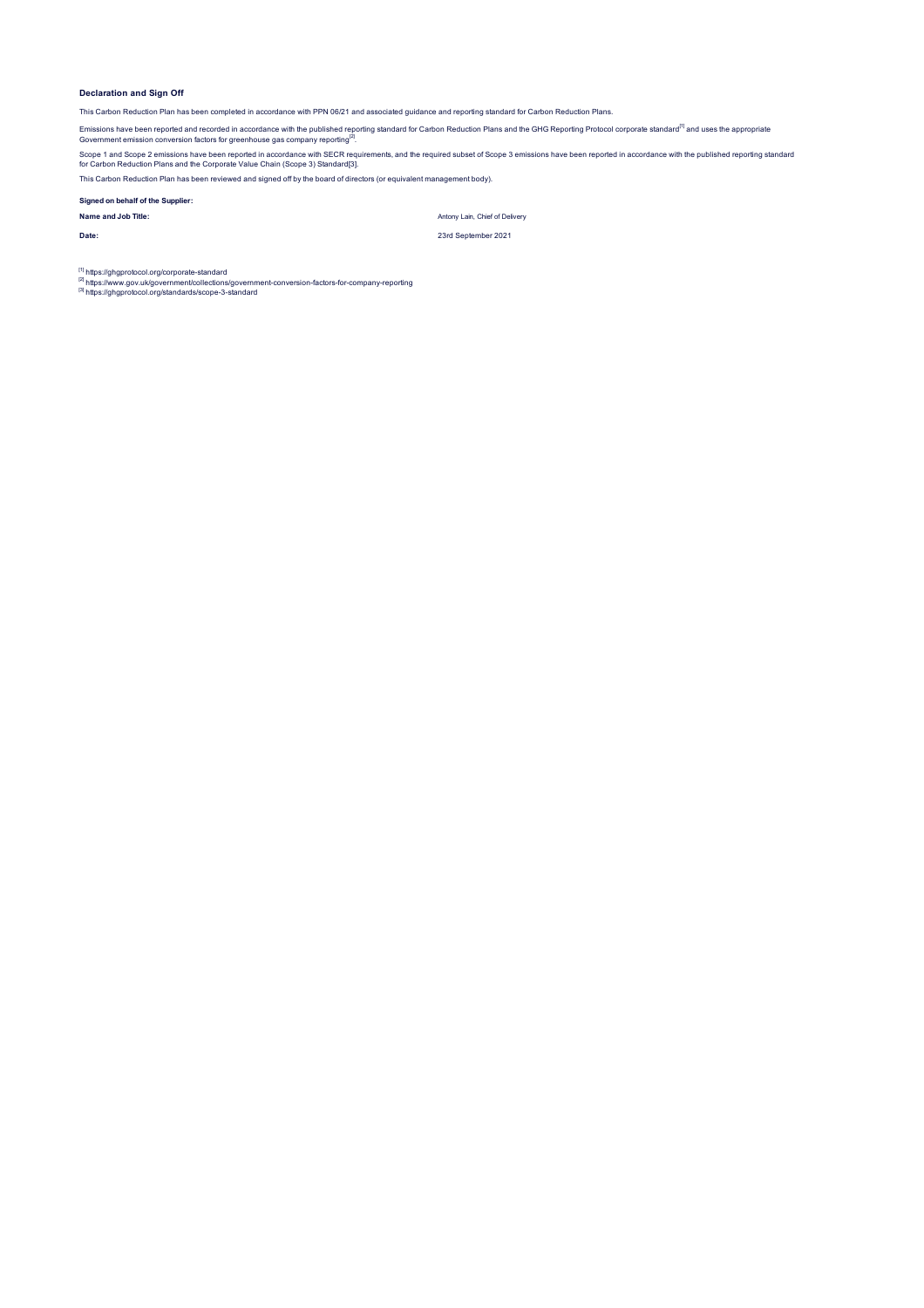### Declaration and Sign Off

This Carbon Reduction Plan has been completed in accordance with PPN 06/21 and associated guidance and reporting standard for Carbon Reduction Plans.

Emissions have been reported and recorded in accordance with the published reporting standard for Carbon Reduction Plans and the GHG Reporting Protocol corporate standard[1] and uses the appropriate Government emission conversion factors for greenhouse gas company reporting[2].

Scope 1 and Scope 2 emissions have been reported in accordance with SECR requirements, and the required subset of Scope 3 emissions have been reported in accordance with the published reporting standard for Carbon Reduction Plans and the Corporate Value Chain (Scope 3) Standard[3].

This Carbon Reduction Plan has been reviewed and signed off by the board of directors (or equivalent management body).

**Signed on behalf of the Supplier:**

| | |
|---|---|
| **Name and Job Title:** | Antony Lain, Chief of Delivery |
| **Date:** | 23rd September 2021 |

[1] https://ghgprotocol.org/corporate-standard
[2] https://www.gov.uk/government/collections/government-conversion-factors-for-company-reporting
[3] https://ghgprotocol.org/standards/scope-3-standard